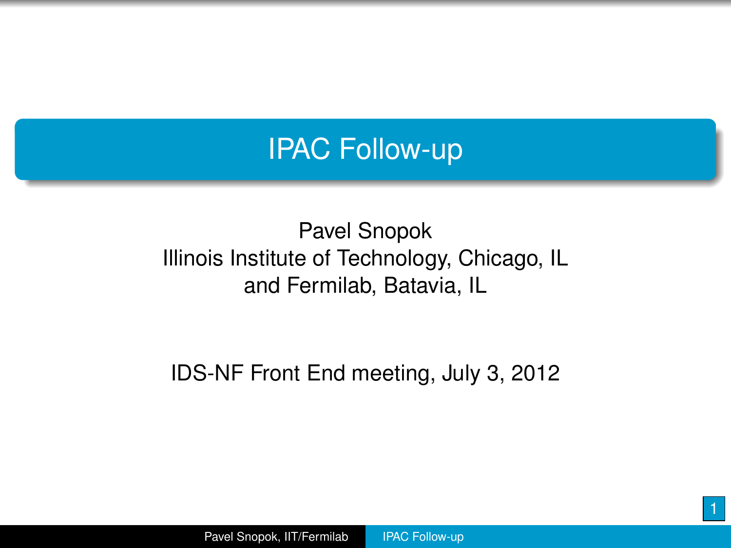# IPAC Follow-up

Pavel Snopok
Illinois Institute of Technology, Chicago, IL
and Fermilab, Batavia, IL

IDS-NF Front End meeting, July 3, 2012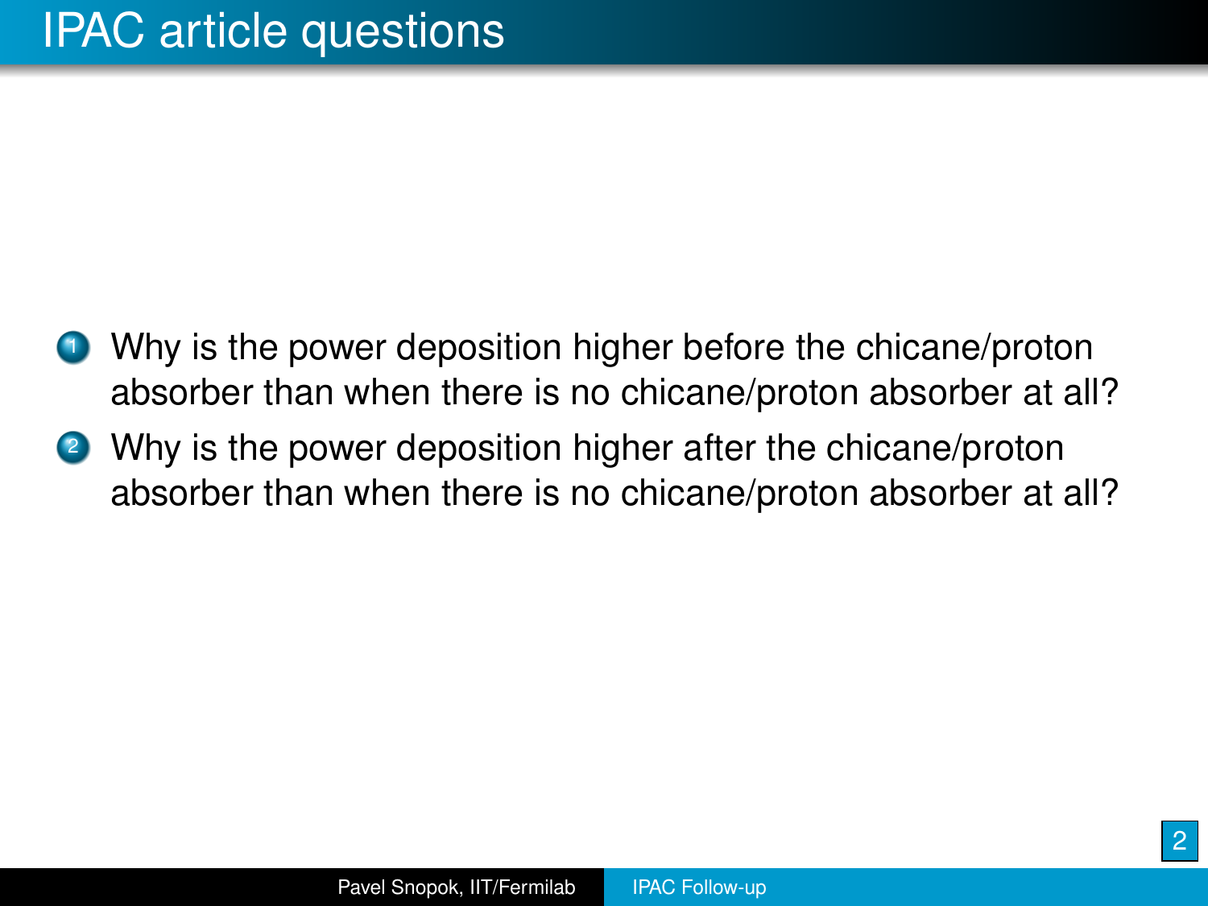# IPAC article questions

1. Why is the power deposition higher before the chicane/proton absorber than when there is no chicane/proton absorber at all?
2. Why is the power deposition higher after the chicane/proton absorber than when there is no chicane/proton absorber at all?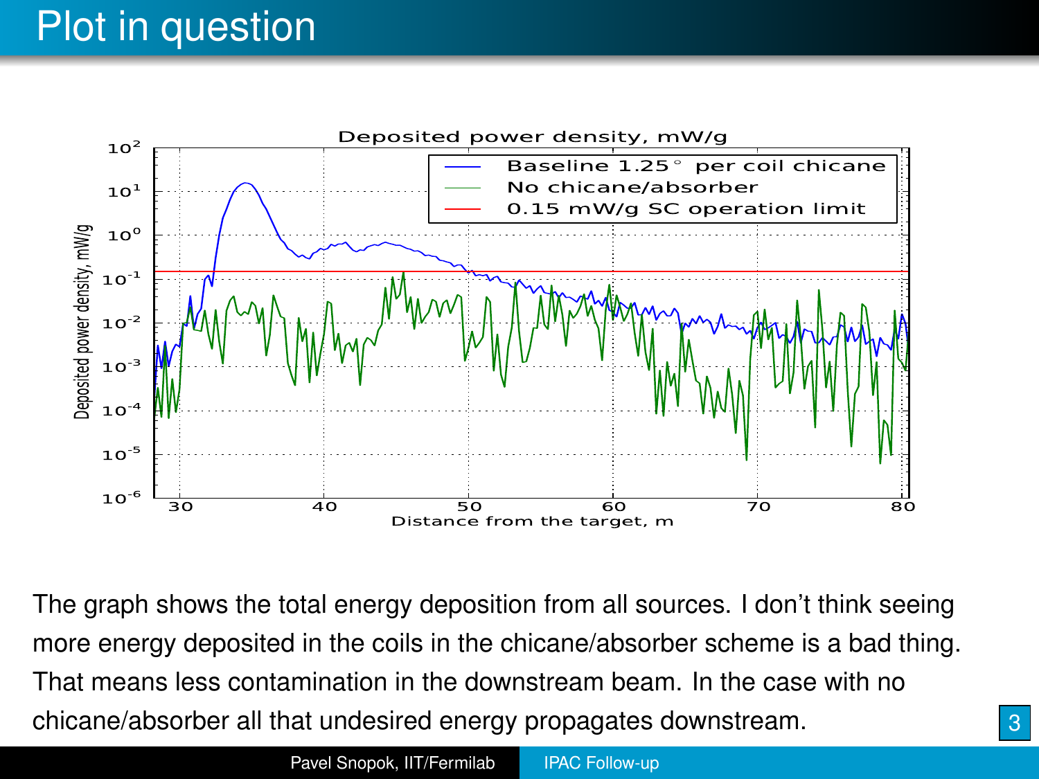# Plot in question

The graph shows the total energy deposition from all sources. I don't think seeing more energy deposited in the coils in the chicane/absorber scheme is a bad thing. That means less contamination in the downstream beam. In the case with no chicane/absorber all that undesired energy propagates downstream.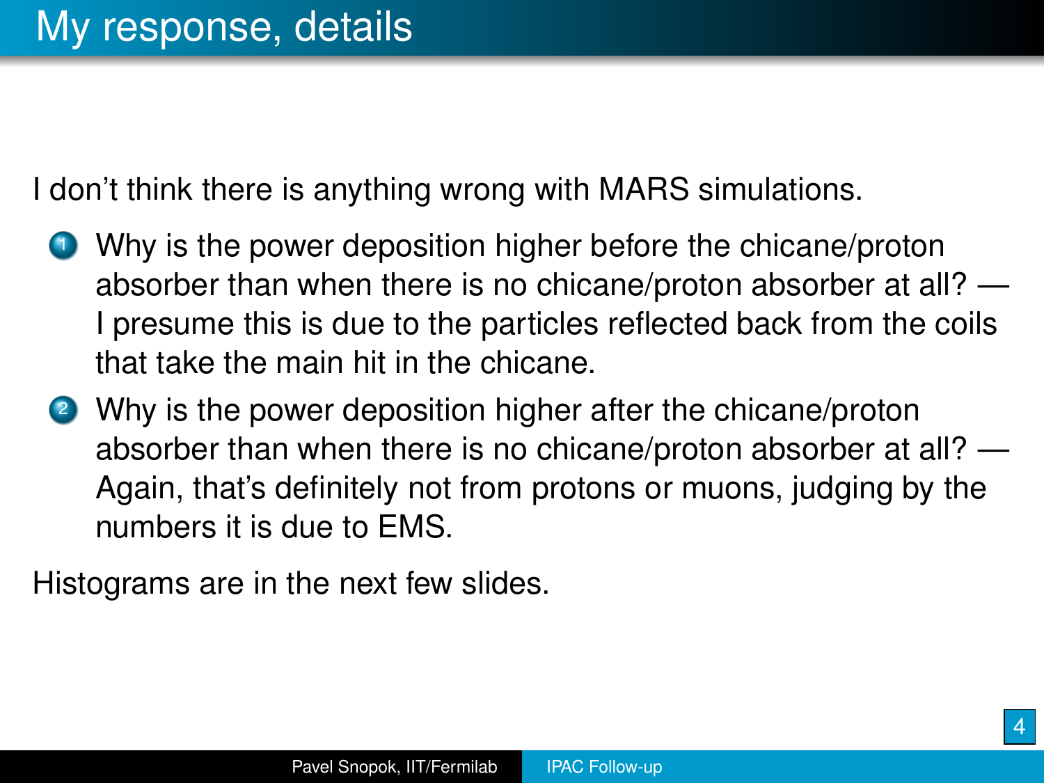# My response, details

I don’t think there is anything wrong with MARS simulations.

1. Why is the power deposition higher before the chicane/proton absorber than when there is no chicane/proton absorber at all? — I presume this is due to the particles reflected back from the coils that take the main hit in the chicane.
2. Why is the power deposition higher after the chicane/proton absorber than when there is no chicane/proton absorber at all? — Again, that’s definitely not from protons or muons, judging by the numbers it is due to EMS.

Histograms are in the next few slides.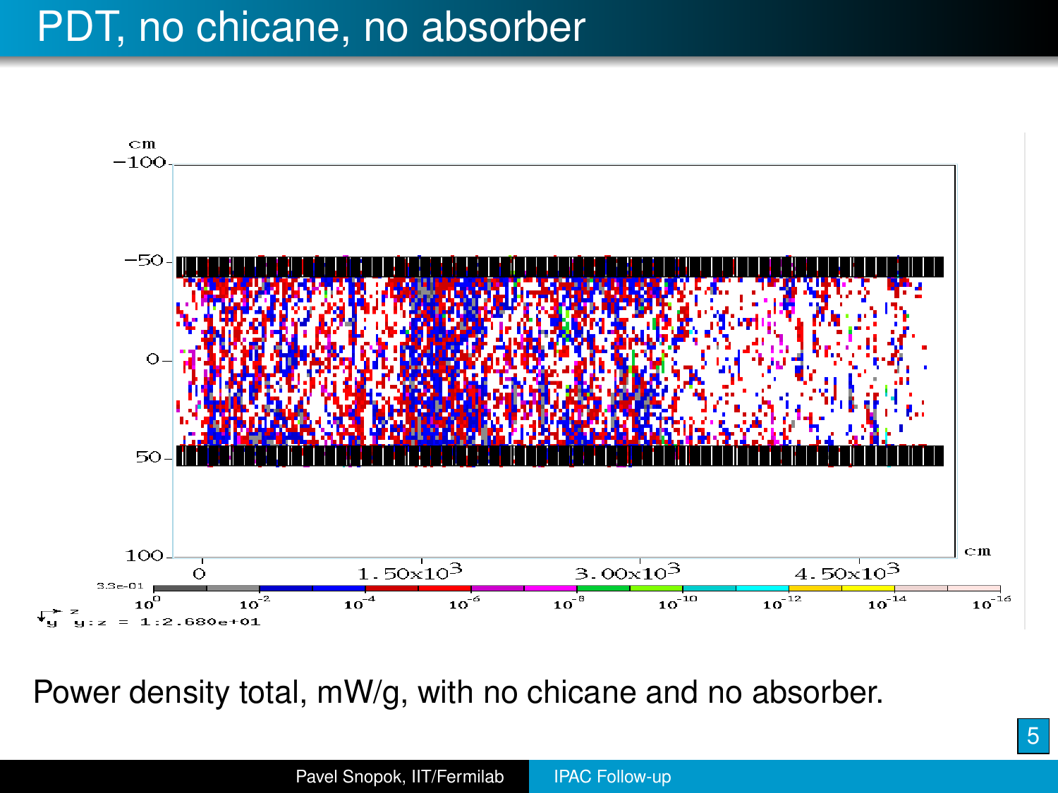# PDT, no chicane, no absorber

Power density total, mW/g, with no chicane and no absorber.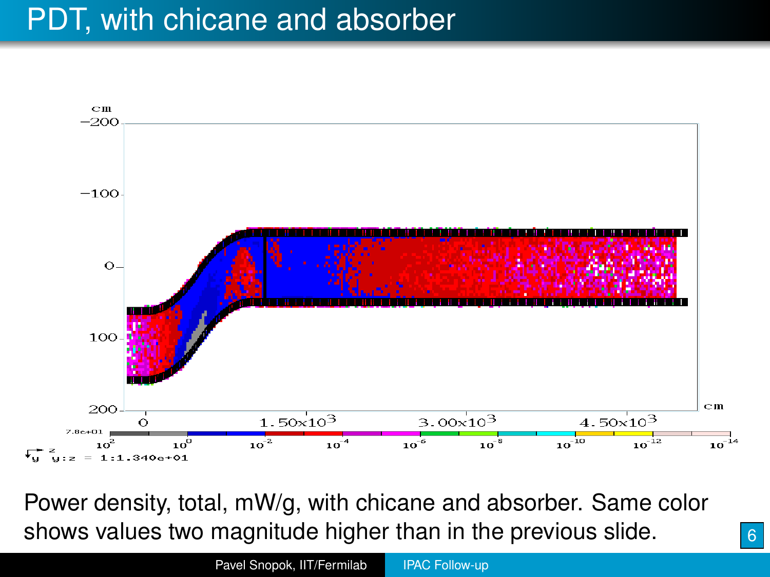# PDT, with chicane and absorber

Power density, total, mW/g, with chicane and absorber. Same color shows values two magnitude higher than in the previous slide.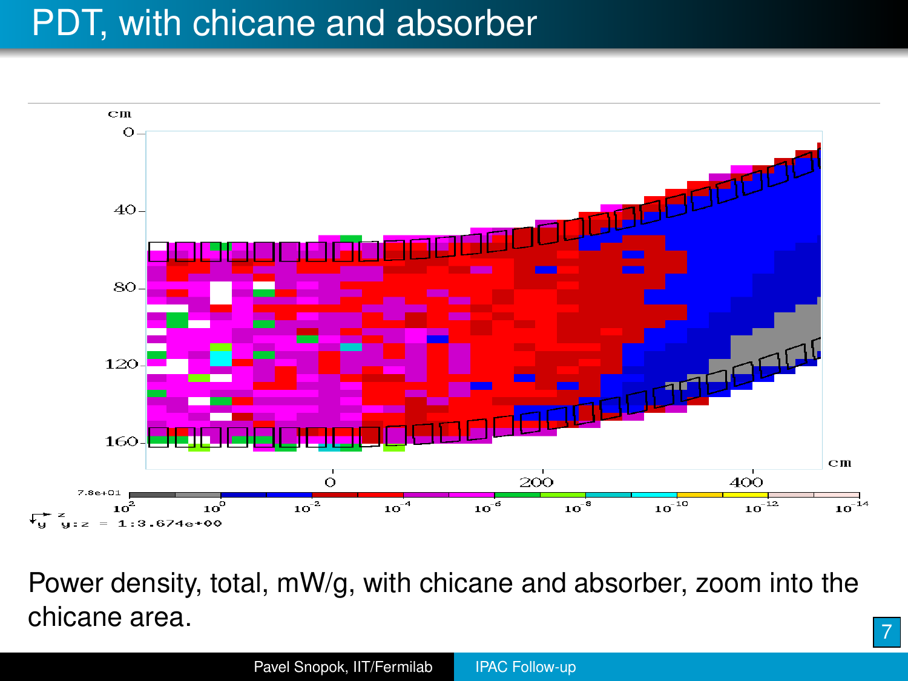# PDT, with chicane and absorber

Power density, total, mW/g, with chicane and absorber, zoom into the chicane area.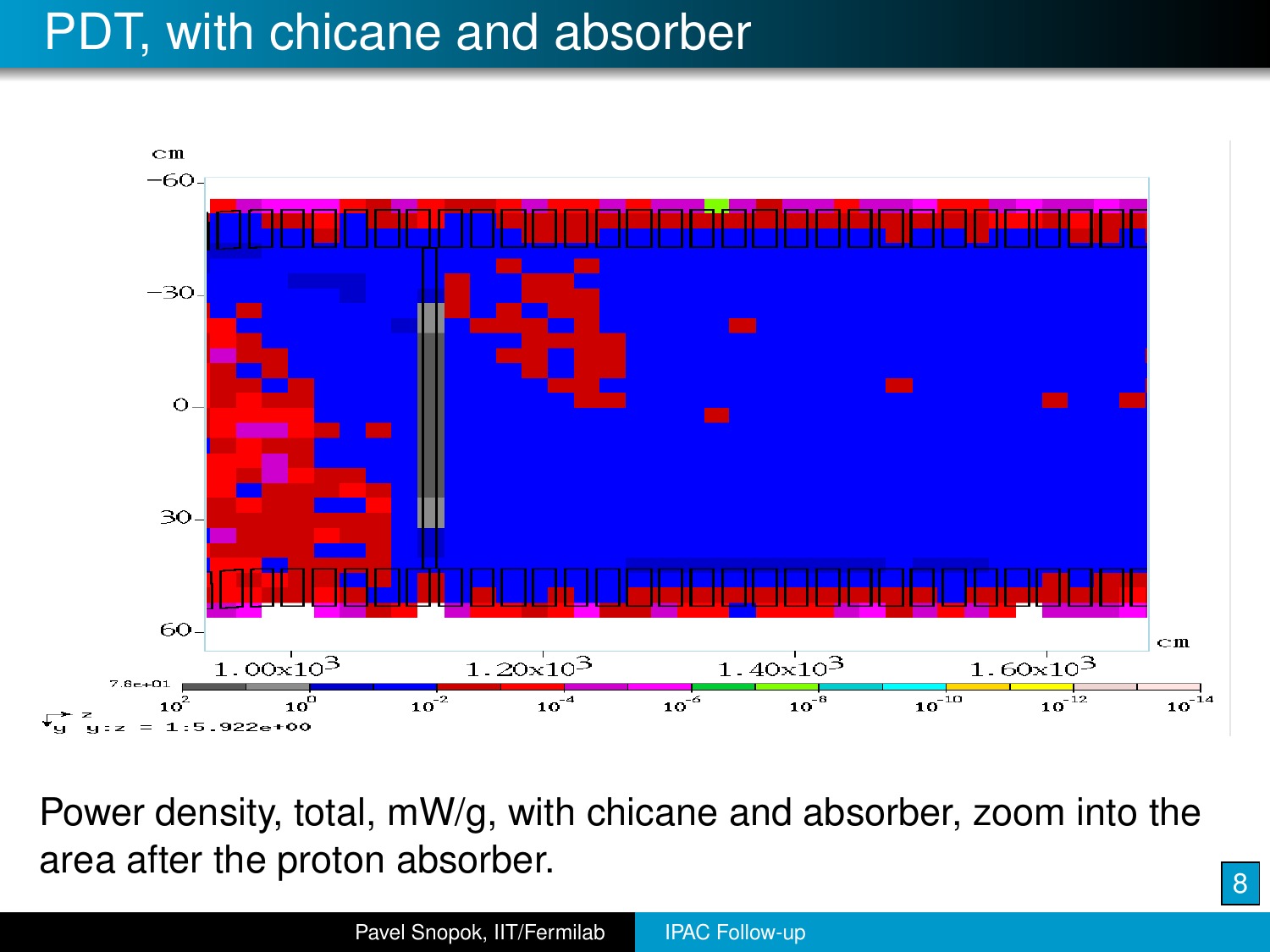# PDT, with chicane and absorber

Power density, total, mW/g, with chicane and absorber, zoom into the area after the proton absorber.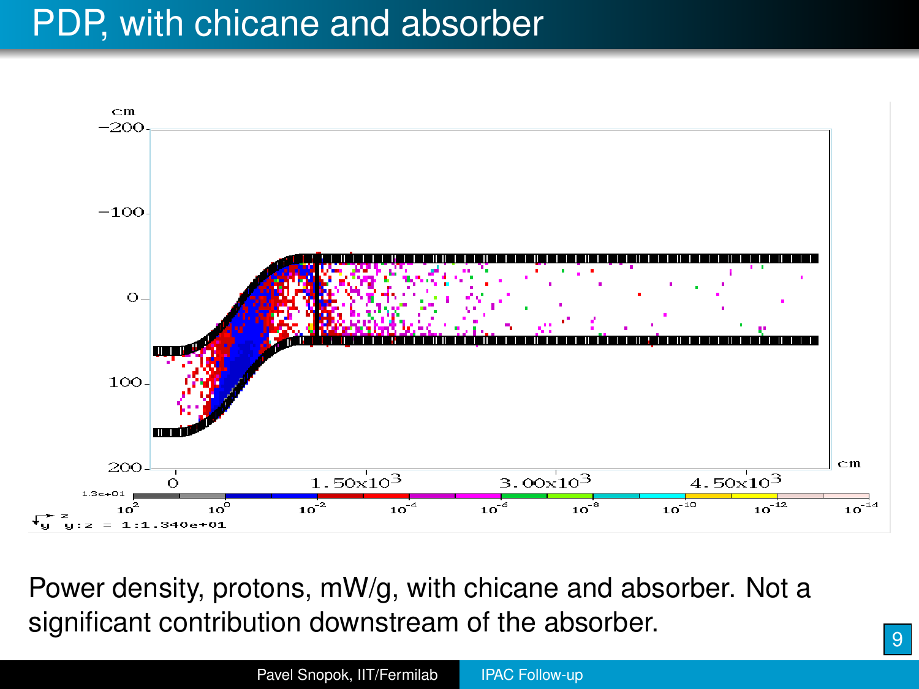# PDP, with chicane and absorber

Power density, protons, mW/g, with chicane and absorber. Not a significant contribution downstream of the absorber.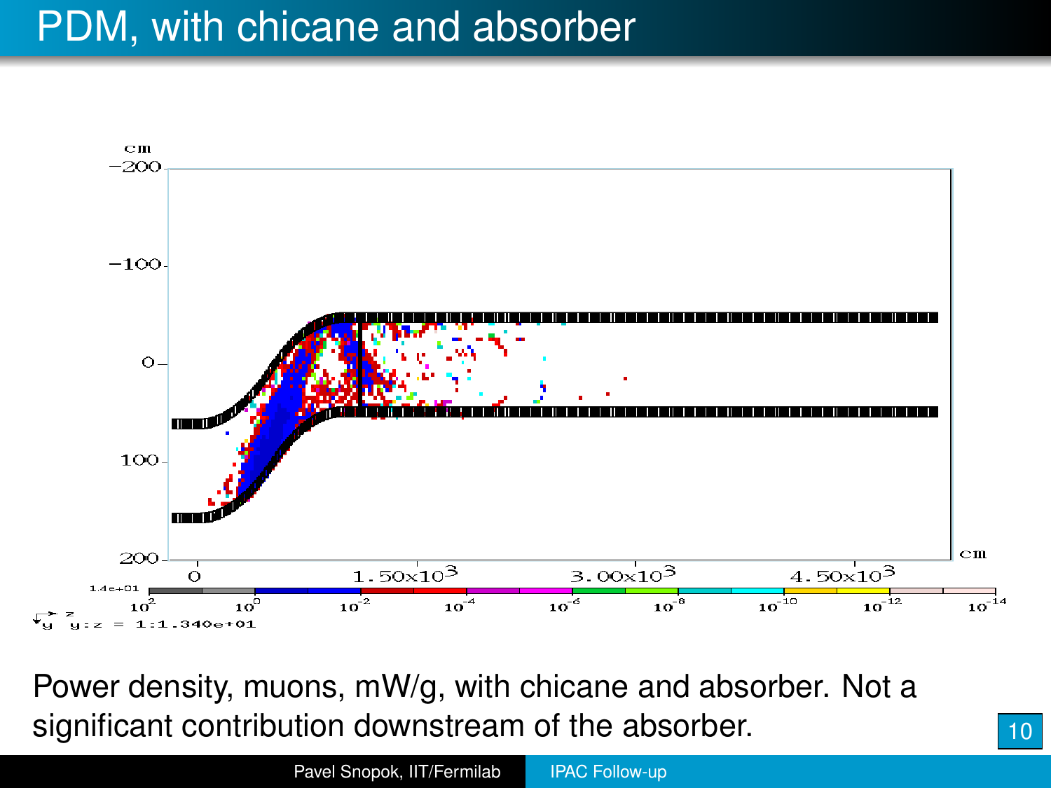# PDM, with chicane and absorber

Power density, muons, mW/g, with chicane and absorber. Not a significant contribution downstream of the absorber.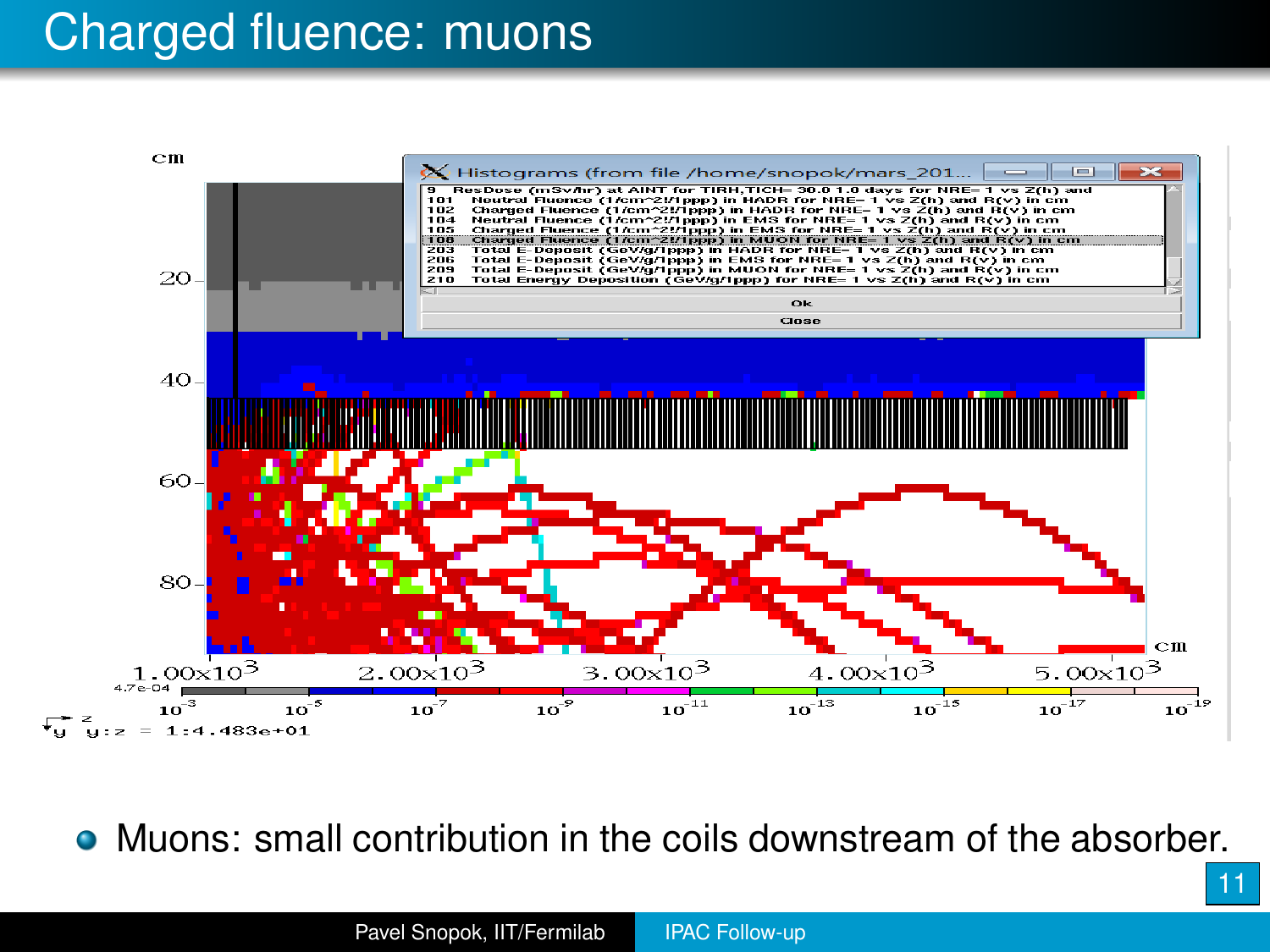# Charged fluence: muons

- Muons: small contribution in the coils downstream of the absorber.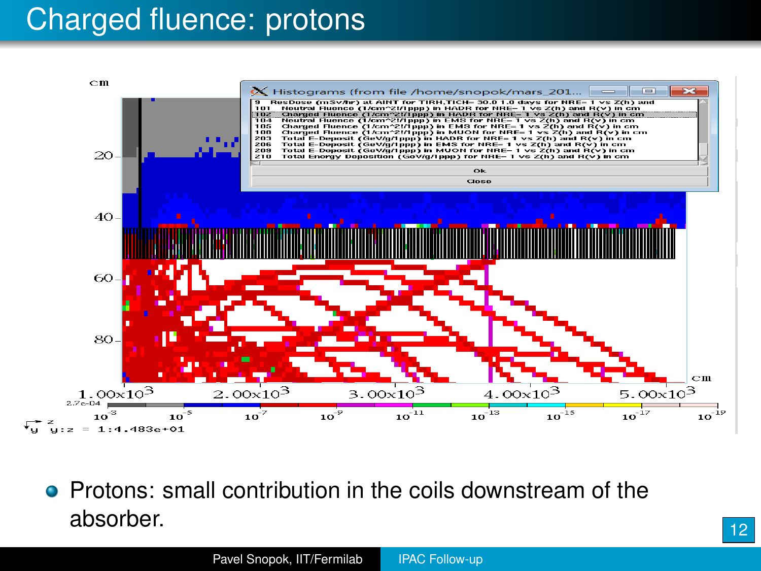# Charged fluence: protons

- Protons: small contribution in the coils downstream of the absorber.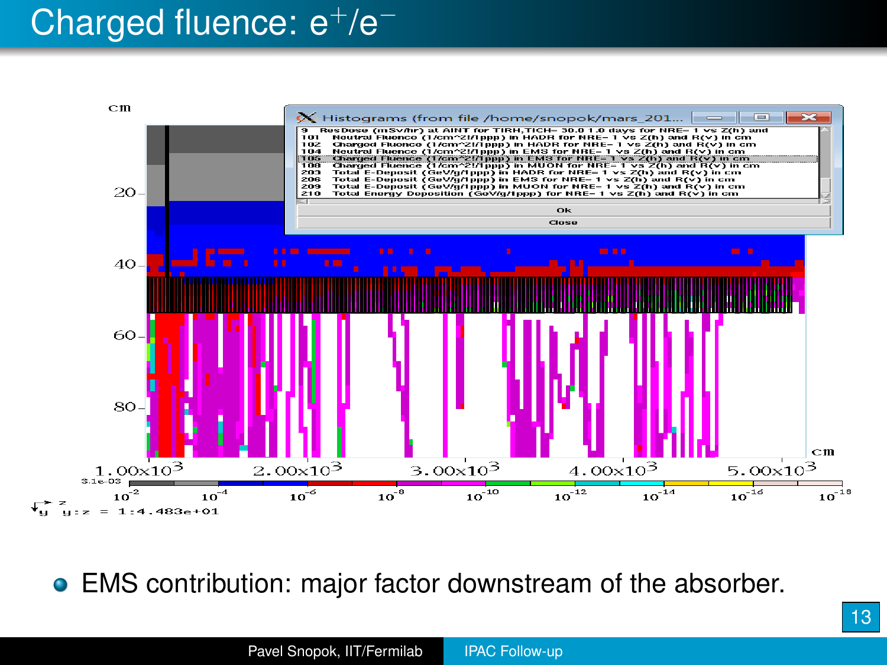# Charged fluence: $e^+/e^-$

- EMS contribution: major factor downstream of the absorber.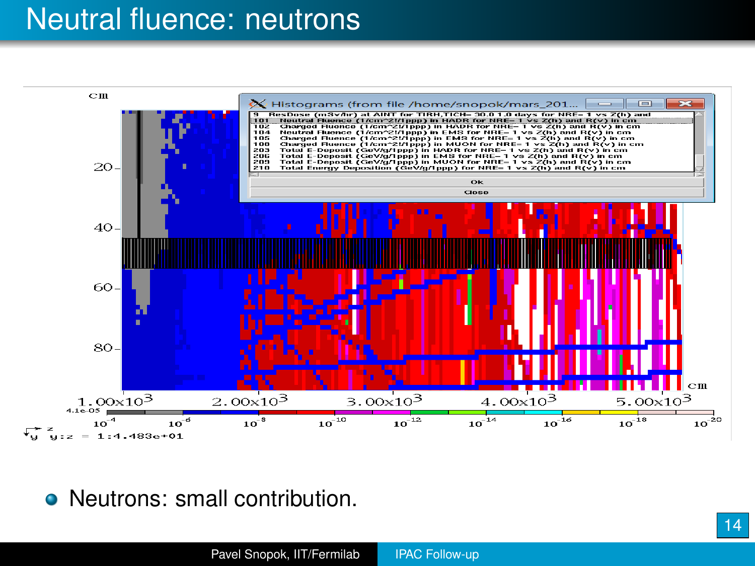# Neutral fluence: neutrons

- Neutrons: small contribution.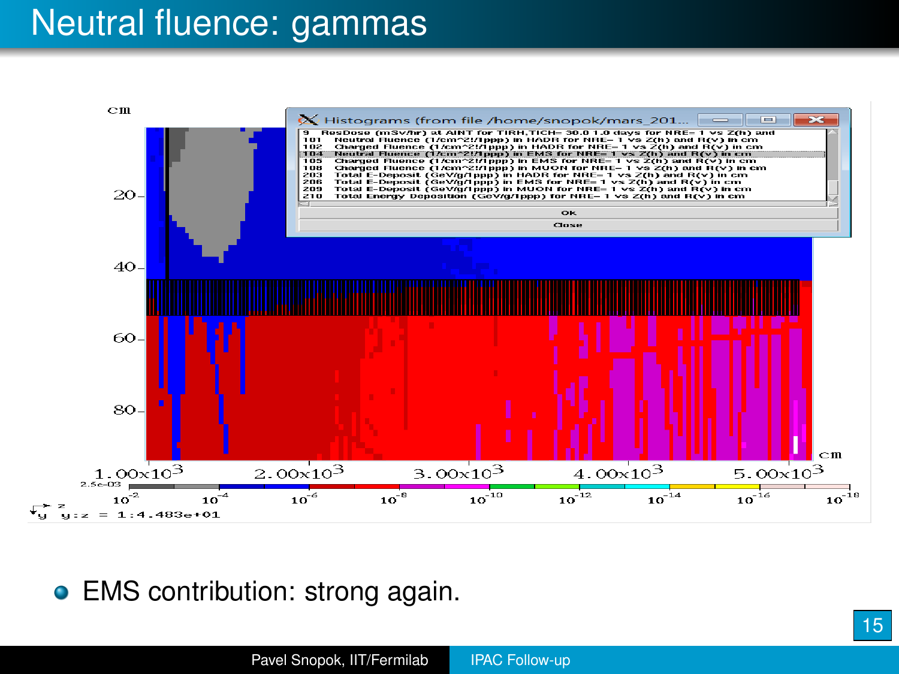# Neutral fluence: gammas

cm

20

40

60

80

cm

$1.00\text{x}10^3$ $2.00\text{x}10^3$ $3.00\text{x}10^3$ $4.00\text{x}10^3$ $5.00\text{x}10^3$

2.5e-03

$10^{-2}$ $10^{-4}$ $10^{-6}$ $10^{-8}$ $10^{-10}$ $10^{-12}$ $10^{-14}$ $10^{-16}$ $10^{-18}$

z y y:z = 1:4.483e+01

Histograms (from file /home/snopok/mars_201...

9 ResDose (mSv/hr) at AINT for TIRH,TICH= 30.0 1.0 days for NRE= 1 vs Z(h) and
101 Neutral Fluence (1/cm^2/1ppp) in HADR for NRE= 1 vs Z(h) and R(v) in cm
102 Charged Fluence (1/cm^2/1ppp) in HADR for NRE= 1 vs Z(h) and R(v) in cm
104 Neutral Fluence (1/cm^2/1ppp) in EMS for NRE= 1 vs Z(h) and R(v) in cm
105 Charged Fluence (1/cm^2/1ppp) in EMS for NRE= 1 vs Z(h) and R(v) in cm
108 Charged Fluence (1/cm^2/1ppp) in MUON for NRE= 1 vs Z(h) and R(v) in cm
203 Total E-Deposit (GeV/g/1ppp) in HADR for NRE= 1 vs Z(h) and R(v) in cm
206 Total E-Deposit (GeV/g/1ppp) in EMS for NRE= 1 vs Z(h) and R(v) in cm
209 Total E-Deposit (GeV/g/1ppp) in MUON for NRE= 1 vs Z(h) and R(v) in cm
210 Total Energy Deposition (GeV/g/1ppp) for NRE= 1 vs Z(h) and R(v) in cm

Ok

Close

- EMS contribution: strong again.